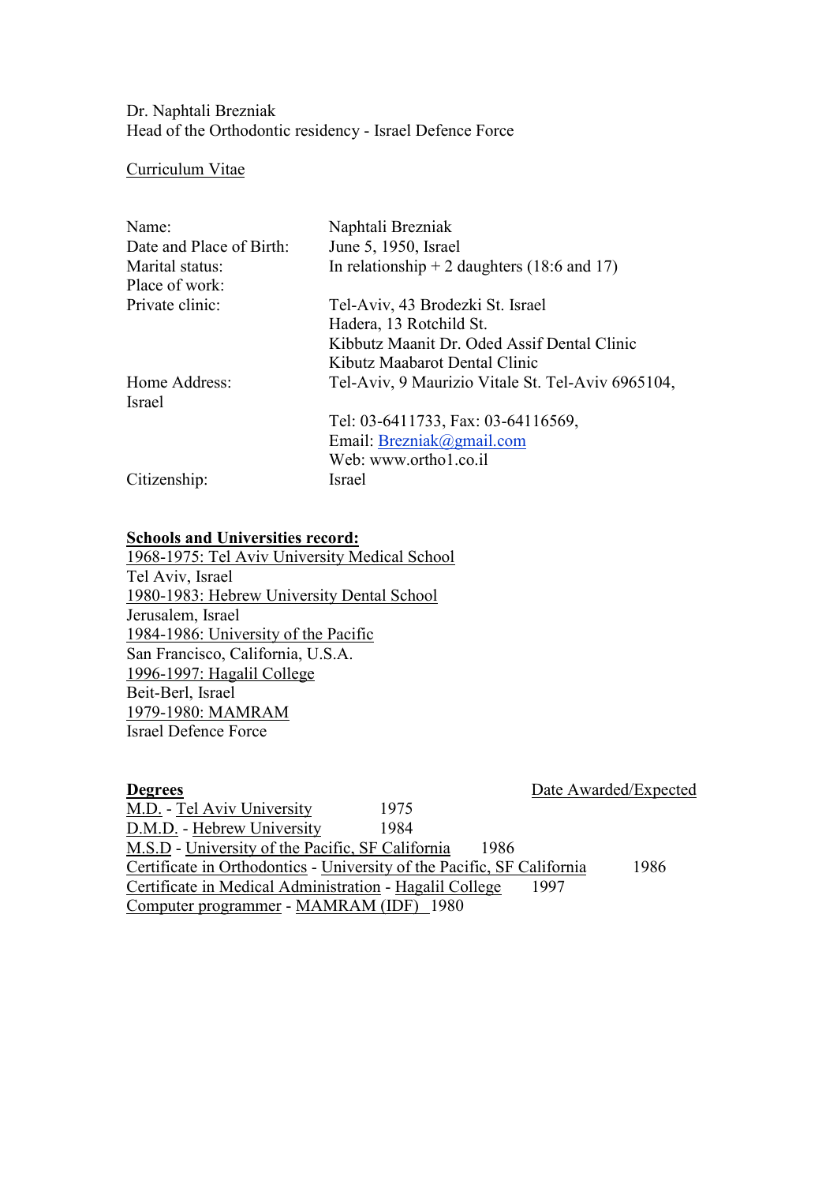Dr. Naphtali Brezniak
Head of the Orthodontic residency - Israel Defence Force

Curriculum Vitae

| | |
|---|---|
| Name: | Naphtali Brezniak |
| Date and Place of Birth: | June 5, 1950, Israel |
| Marital status: | In relationship + 2 daughters (18:6 and 17) |
| Place of work: | |
| Private clinic: | Tel-Aviv, 43 Brodezki St. Israel<br>Hadera, 13 Rotchild St.<br>Kibbutz Maanit Dr. Oded Assif Dental Clinic<br>Kibutz Maabarot Dental Clinic |
| Home Address: Israel | Tel-Aviv, 9 Maurizio Vitale St. Tel-Aviv 6965104,<br><br>Tel: 03-6411733, Fax: 03-64116569,<br>Email: Brezniak@gmail.com<br>Web: www.ortho1.co.il |
| Citizenship: | Israel |

**Schools and Universities record:**

1968-1975: Tel Aviv University Medical School
Tel Aviv, Israel
1980-1983: Hebrew University Dental School
Jerusalem, Israel
1984-1986: University of the Pacific
San Francisco, California, U.S.A.
1996-1997: Hagalil College
Beit-Berl, Israel
1979-1980: MAMRAM
Israel Defence Force

| **Degrees** | Date Awarded/Expected |
|---|---|
| M.D. - Tel Aviv University | 1975 |
| D.M.D. - Hebrew University | 1984 |
| M.S.D - University of the Pacific, SF California | 1986 |
| Certificate in Orthodontics - University of the Pacific, SF California | 1986 |
| Certificate in Medical Administration - Hagalil College | 1997 |
| Computer programmer - MAMRAM (IDF) | 1980 |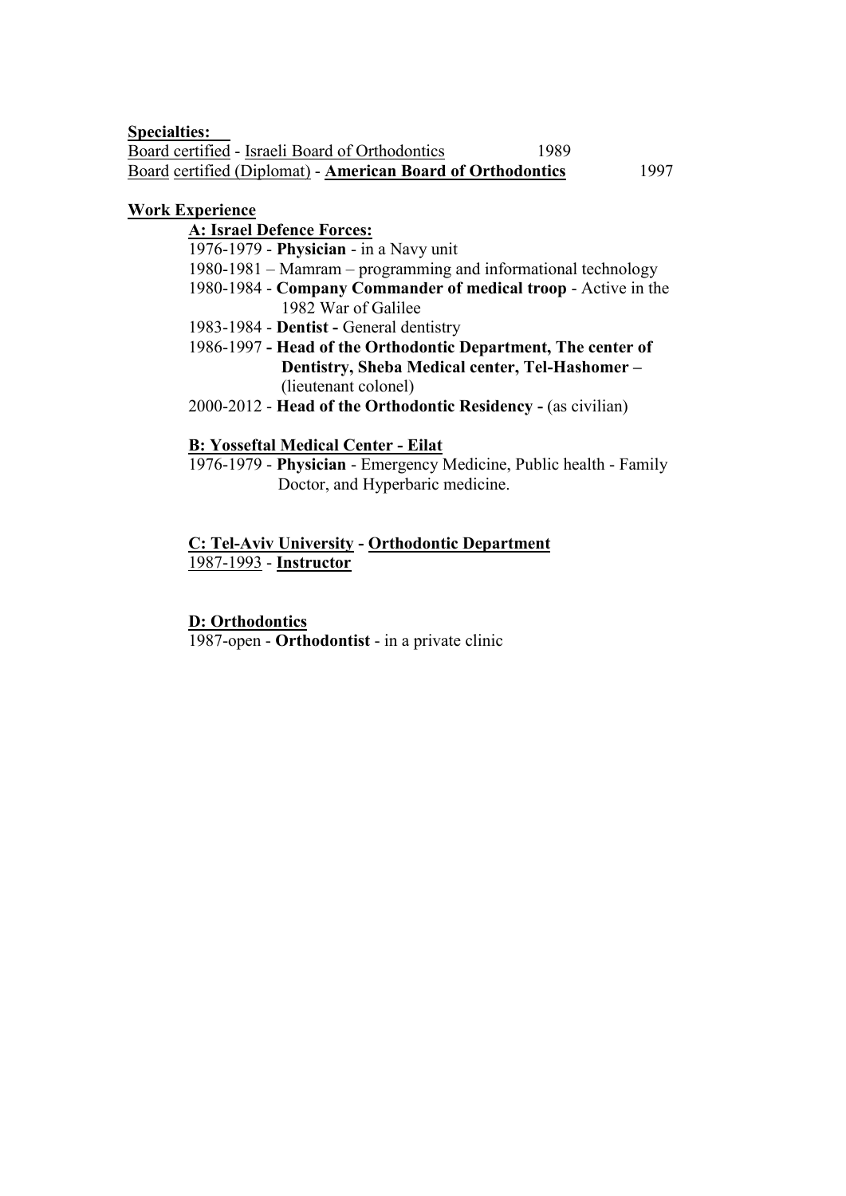**Specialties:**

Board certified - Israeli Board of Orthodontics 1989

Board certified (Diplomat) - **American Board of Orthodontics** 1997

**Work Experience**

**A: Israel Defence Forces:**

1976-1979 - **Physician** - in a Navy unit

1980-1981 – Mamram – programming and informational technology

1980-1984 - **Company Commander of medical troop** - Active in the 1982 War of Galilee

1983-1984 - **Dentist -** General dentistry

1986-1997 **- Head of the Orthodontic Department, The center of Dentistry, Sheba Medical center, Tel-Hashomer –** (lieutenant colonel)

2000-2012 - **Head of the Orthodontic Residency -** (as civilian)

**B: Yosseftal Medical Center - Eilat**

1976-1979 - **Physician** - Emergency Medicine, Public health - Family Doctor, and Hyperbaric medicine.

**C: Tel-Aviv University - Orthodontic Department**

1987-1993 - **Instructor**

**D: Orthodontics**

1987-open - **Orthodontist** - in a private clinic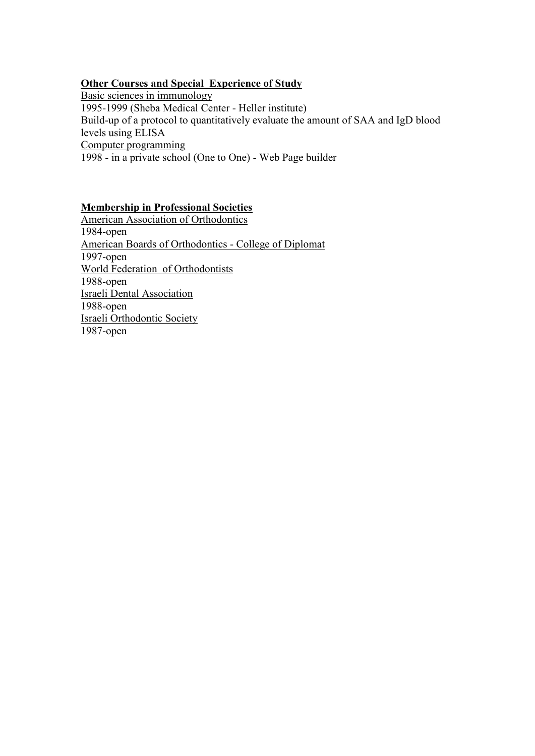**Other Courses and Special Experience of Study**

Basic sciences in immunology

1995-1999 (Sheba Medical Center - Heller institute)

Build-up of a protocol to quantitatively evaluate the amount of SAA and IgD blood levels using ELISA

Computer programming

1998 - in a private school (One to One) - Web Page builder

**Membership in Professional Societies**

American Association of Orthodontics

1984-open

American Boards of Orthodontics - College of Diplomat

1997-open

World Federation of Orthodontists

1988-open

Israeli Dental Association

1988-open

Israeli Orthodontic Society

1987-open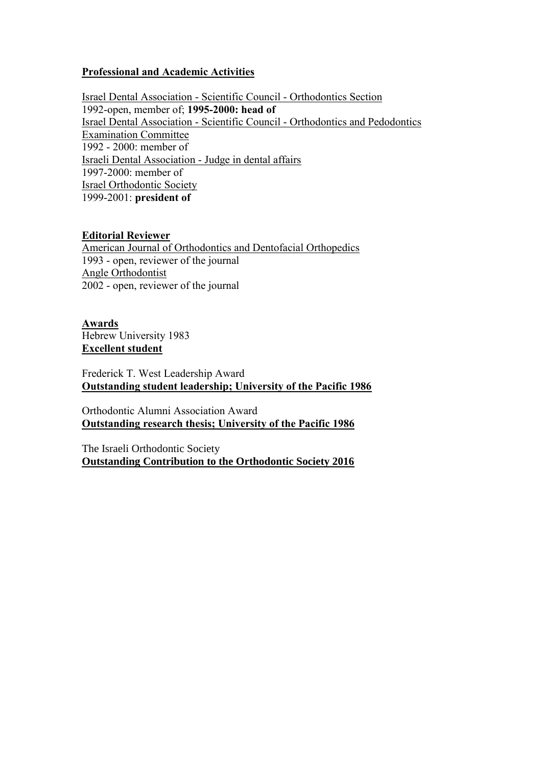**Professional and Academic Activities**

Israel Dental Association - Scientific Council - Orthodontics Section
1992-open, member of; **1995-2000: head of**
Israel Dental Association - Scientific Council - Orthodontics and Pedodontics Examination Committee
1992 - 2000: member of
Israeli Dental Association - Judge in dental affairs
1997-2000: member of
Israel Orthodontic Society
1999-2001: **president of**

**Editorial Reviewer**
American Journal of Orthodontics and Dentofacial Orthopedics
1993 - open, reviewer of the journal
Angle Orthodontist
2002 - open, reviewer of the journal

**Awards**
Hebrew University 1983
**Excellent student**

Frederick T. West Leadership Award
**Outstanding student leadership; University of the Pacific 1986**

Orthodontic Alumni Association Award
**Outstanding research thesis; University of the Pacific 1986**

The Israeli Orthodontic Society
**Outstanding Contribution to the Orthodontic Society 2016**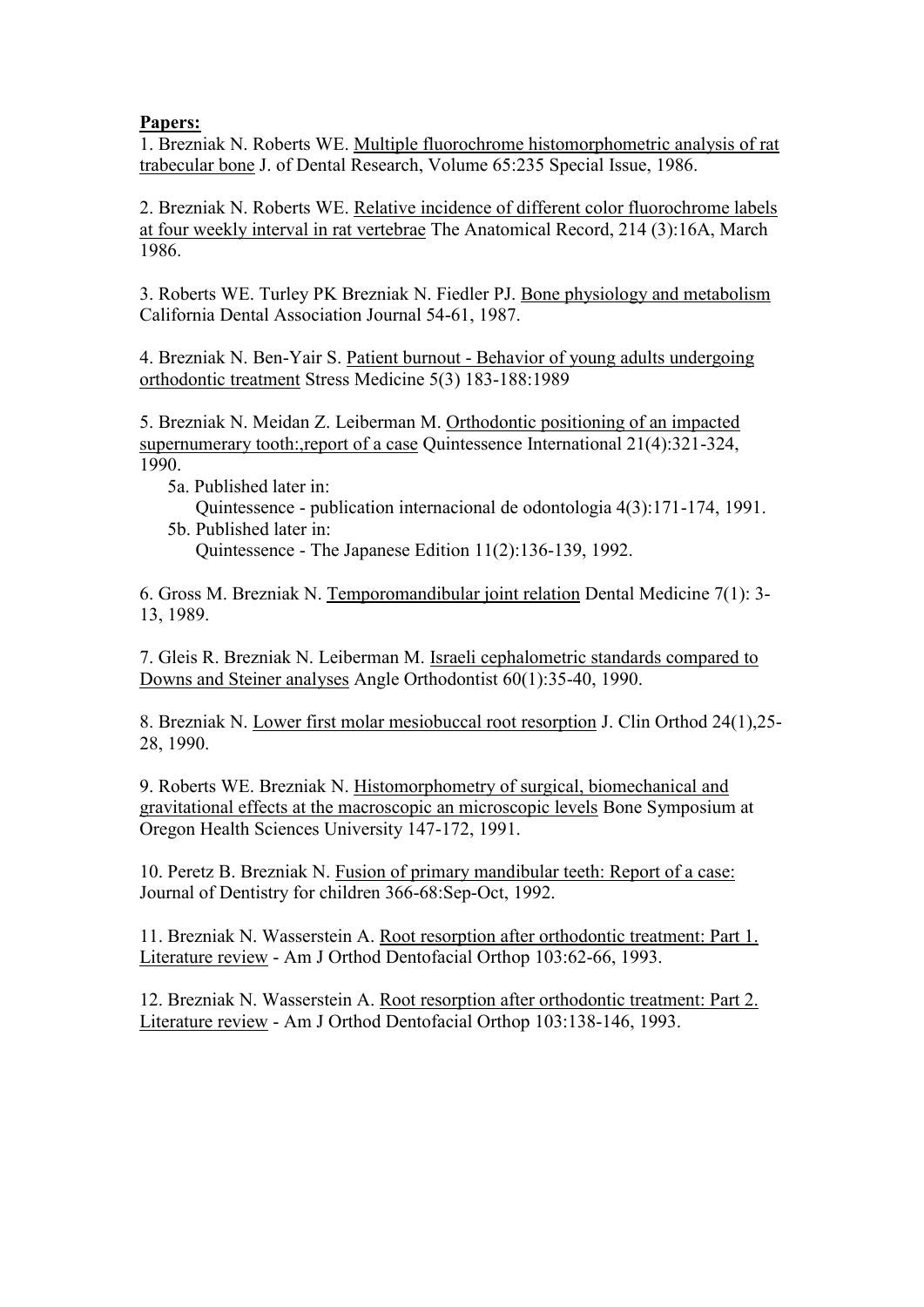**Papers:**

1. Brezniak N. Roberts WE. <u>Multiple fluorochrome histomorphometric analysis of rat trabecular bone</u> J. of Dental Research, Volume 65:235 Special Issue, 1986.

2. Brezniak N. Roberts WE. <u>Relative incidence of different color fluorochrome labels at four weekly interval in rat vertebrae</u> The Anatomical Record, 214 (3):16A, March 1986.

3. Roberts WE. Turley PK Brezniak N. Fiedler PJ. <u>Bone physiology and metabolism</u> California Dental Association Journal 54-61, 1987.

4. Brezniak N. Ben-Yair S. <u>Patient burnout - Behavior of young adults undergoing orthodontic treatment</u> Stress Medicine 5(3) 183-188:1989

5. Brezniak N. Meidan Z. Leiberman M. <u>Orthodontic positioning of an impacted supernumerary tooth:,report of a case</u> Quintessence International 21(4):321-324, 1990.
   - 5a. Published later in:
     Quintessence - publication internacional de odontologia 4(3):171-174, 1991.
   - 5b. Published later in:
     Quintessence - The Japanese Edition 11(2):136-139, 1992.

6. Gross M. Brezniak N. <u>Temporomandibular joint relation</u> Dental Medicine 7(1): 3-13, 1989.

7. Gleis R. Brezniak N. Leiberman M. <u>Israeli cephalometric standards compared to Downs and Steiner analyses</u> Angle Orthodontist 60(1):35-40, 1990.

8. Brezniak N. <u>Lower first molar mesiobuccal root resorption</u> J. Clin Orthod 24(1),25-28, 1990.

9. Roberts WE. Brezniak N. <u>Histomorphometry of surgical, biomechanical and gravitational effects at the macroscopic an microscopic levels</u> Bone Symposium at Oregon Health Sciences University 147-172, 1991.

10. Peretz B. Brezniak N. <u>Fusion of primary mandibular teeth: Report of a case:</u> Journal of Dentistry for children 366-68:Sep-Oct, 1992.

11. Brezniak N. Wasserstein A. <u>Root resorption after orthodontic treatment: Part 1. Literature review</u> - Am J Orthod Dentofacial Orthop 103:62-66, 1993.

12. Brezniak N. Wasserstein A. <u>Root resorption after orthodontic treatment: Part 2. Literature review</u> - Am J Orthod Dentofacial Orthop 103:138-146, 1993.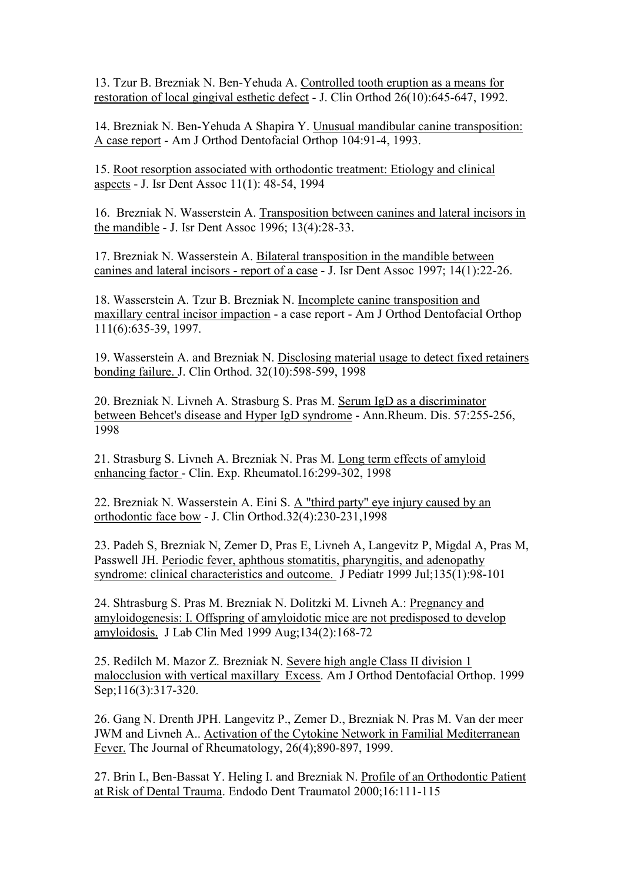13. Tzur B. Brezniak N. Ben-Yehuda A. Controlled tooth eruption as a means for restoration of local gingival esthetic defect - J. Clin Orthod 26(10):645-647, 1992.

14. Brezniak N. Ben-Yehuda A Shapira Y. Unusual mandibular canine transposition: A case report - Am J Orthod Dentofacial Orthop 104:91-4, 1993.

15. Root resorption associated with orthodontic treatment: Etiology and clinical aspects - J. Isr Dent Assoc 11(1): 48-54, 1994

16. Brezniak N. Wasserstein A. Transposition between canines and lateral incisors in the mandible - J. Isr Dent Assoc 1996; 13(4):28-33.

17. Brezniak N. Wasserstein A. Bilateral transposition in the mandible between canines and lateral incisors - report of a case - J. Isr Dent Assoc 1997; 14(1):22-26.

18. Wasserstein A. Tzur B. Brezniak N. Incomplete canine transposition and maxillary central incisor impaction - a case report - Am J Orthod Dentofacial Orthop 111(6):635-39, 1997.

19. Wasserstein A. and Brezniak N. Disclosing material usage to detect fixed retainers bonding failure. J. Clin Orthod. 32(10):598-599, 1998

20. Brezniak N. Livneh A. Strasburg S. Pras M. Serum IgD as a discriminator between Behcet's disease and Hyper IgD syndrome - Ann.Rheum. Dis. 57:255-256, 1998

21. Strasburg S. Livneh A. Brezniak N. Pras M. Long term effects of amyloid enhancing factor - Clin. Exp. Rheumatol.16:299-302, 1998

22. Brezniak N. Wasserstein A. Eini S. A "third party" eye injury caused by an orthodontic face bow - J. Clin Orthod.32(4):230-231,1998

23. Padeh S, Brezniak N, Zemer D, Pras E, Livneh A, Langevitz P, Migdal A, Pras M, Passwell JH. Periodic fever, aphthous stomatitis, pharyngitis, and adenopathy syndrome: clinical characteristics and outcome. J Pediatr 1999 Jul;135(1):98-101

24. Shtrasburg S. Pras M. Brezniak N. Dolitzki M. Livneh A.: Pregnancy and amyloidogenesis: I. Offspring of amyloidotic mice are not predisposed to develop amyloidosis. J Lab Clin Med 1999 Aug;134(2):168-72

25. Redilch M. Mazor Z. Brezniak N. Severe high angle Class II division 1 malocclusion with vertical maxillary Excess. Am J Orthod Dentofacial Orthop. 1999 Sep;116(3):317-320.

26. Gang N. Drenth JPH. Langevitz P., Zemer D., Brezniak N. Pras M. Van der meer JWM and Livneh A.. Activation of the Cytokine Network in Familial Mediterranean Fever. The Journal of Rheumatology, 26(4);890-897, 1999.

27. Brin I., Ben-Bassat Y. Heling I. and Brezniak N. Profile of an Orthodontic Patient at Risk of Dental Trauma. Endodo Dent Traumatol 2000;16:111-115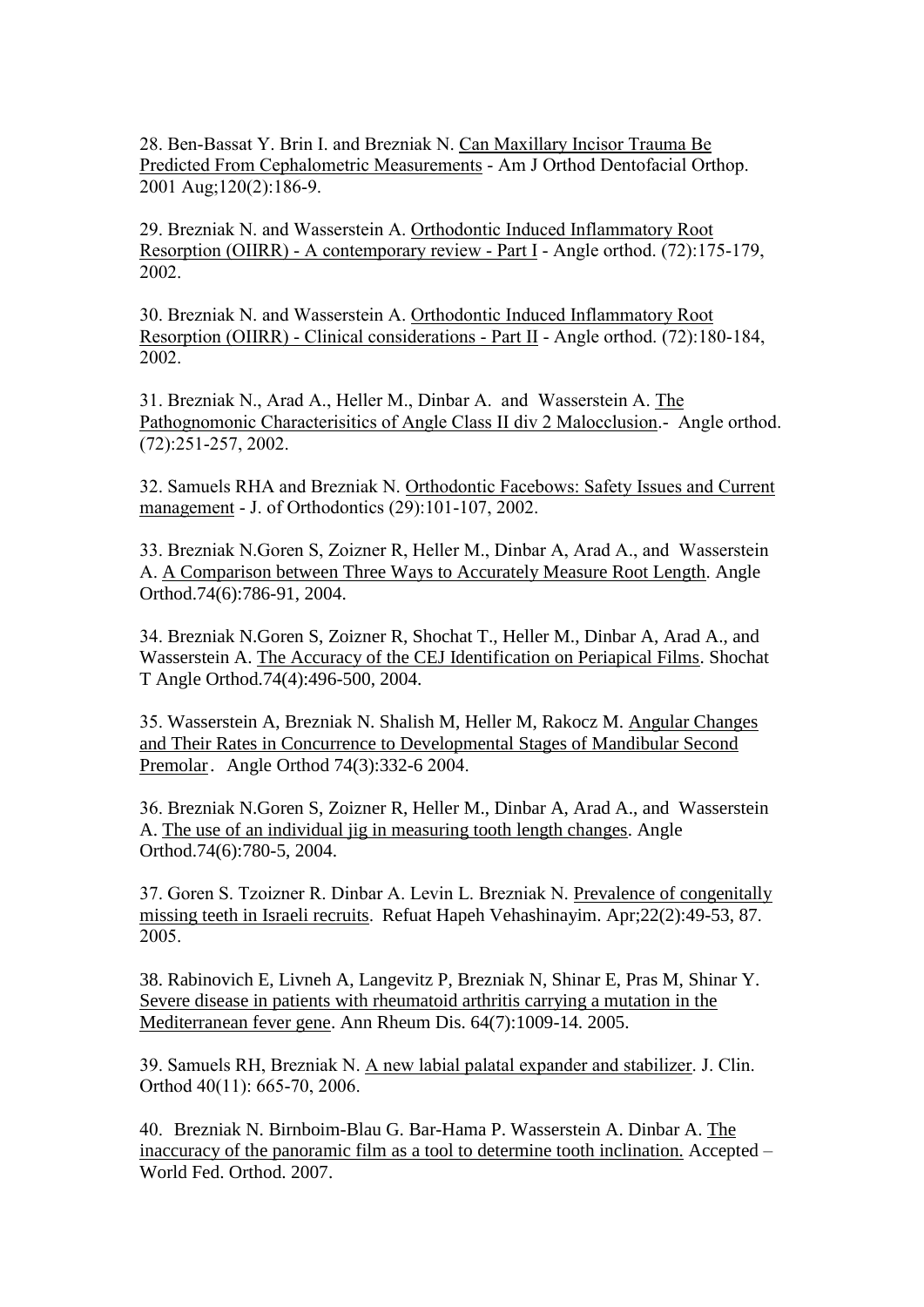28. Ben-Bassat Y. Brin I. and Brezniak N. Can Maxillary Incisor Trauma Be Predicted From Cephalometric Measurements - Am J Orthod Dentofacial Orthop. 2001 Aug;120(2):186-9.

29. Brezniak N. and Wasserstein A. Orthodontic Induced Inflammatory Root Resorption (OIIRR) - A contemporary review - Part I - Angle orthod. (72):175-179, 2002.

30. Brezniak N. and Wasserstein A. Orthodontic Induced Inflammatory Root Resorption (OIIRR) - Clinical considerations - Part II - Angle orthod. (72):180-184, 2002.

31. Brezniak N., Arad A., Heller M., Dinbar A. and Wasserstein A. The Pathognomonic Characterisitics of Angle Class II div 2 Malocclusion.- Angle orthod. (72):251-257, 2002.

32. Samuels RHA and Brezniak N. Orthodontic Facebows: Safety Issues and Current management - J. of Orthodontics (29):101-107, 2002.

33. Brezniak N.Goren S, Zoizner R, Heller M., Dinbar A, Arad A., and Wasserstein A. A Comparison between Three Ways to Accurately Measure Root Length. Angle Orthod.74(6):786-91, 2004.

34. Brezniak N.Goren S, Zoizner R, Shochat T., Heller M., Dinbar A, Arad A., and Wasserstein A. The Accuracy of the CEJ Identification on Periapical Films. Shochat T Angle Orthod.74(4):496-500, 2004.

35. Wasserstein A, Brezniak N. Shalish M, Heller M, Rakocz M. Angular Changes and Their Rates in Concurrence to Developmental Stages of Mandibular Second Premolar. Angle Orthod 74(3):332-6 2004.

36. Brezniak N.Goren S, Zoizner R, Heller M., Dinbar A, Arad A., and Wasserstein A. The use of an individual jig in measuring tooth length changes. Angle Orthod.74(6):780-5, 2004.

37. Goren S. Tzoizner R. Dinbar A. Levin L. Brezniak N. Prevalence of congenitally missing teeth in Israeli recruits. Refuat Hapeh Vehashinayim. Apr;22(2):49-53, 87. 2005.

38. Rabinovich E, Livneh A, Langevitz P, Brezniak N, Shinar E, Pras M, Shinar Y. Severe disease in patients with rheumatoid arthritis carrying a mutation in the Mediterranean fever gene. Ann Rheum Dis. 64(7):1009-14. 2005.

39. Samuels RH, Brezniak N. A new labial palatal expander and stabilizer. J. Clin. Orthod 40(11): 665-70, 2006.

40. Brezniak N. Birnboim-Blau G. Bar-Hama P. Wasserstein A. Dinbar A. The inaccuracy of the panoramic film as a tool to determine tooth inclination. Accepted – World Fed. Orthod. 2007.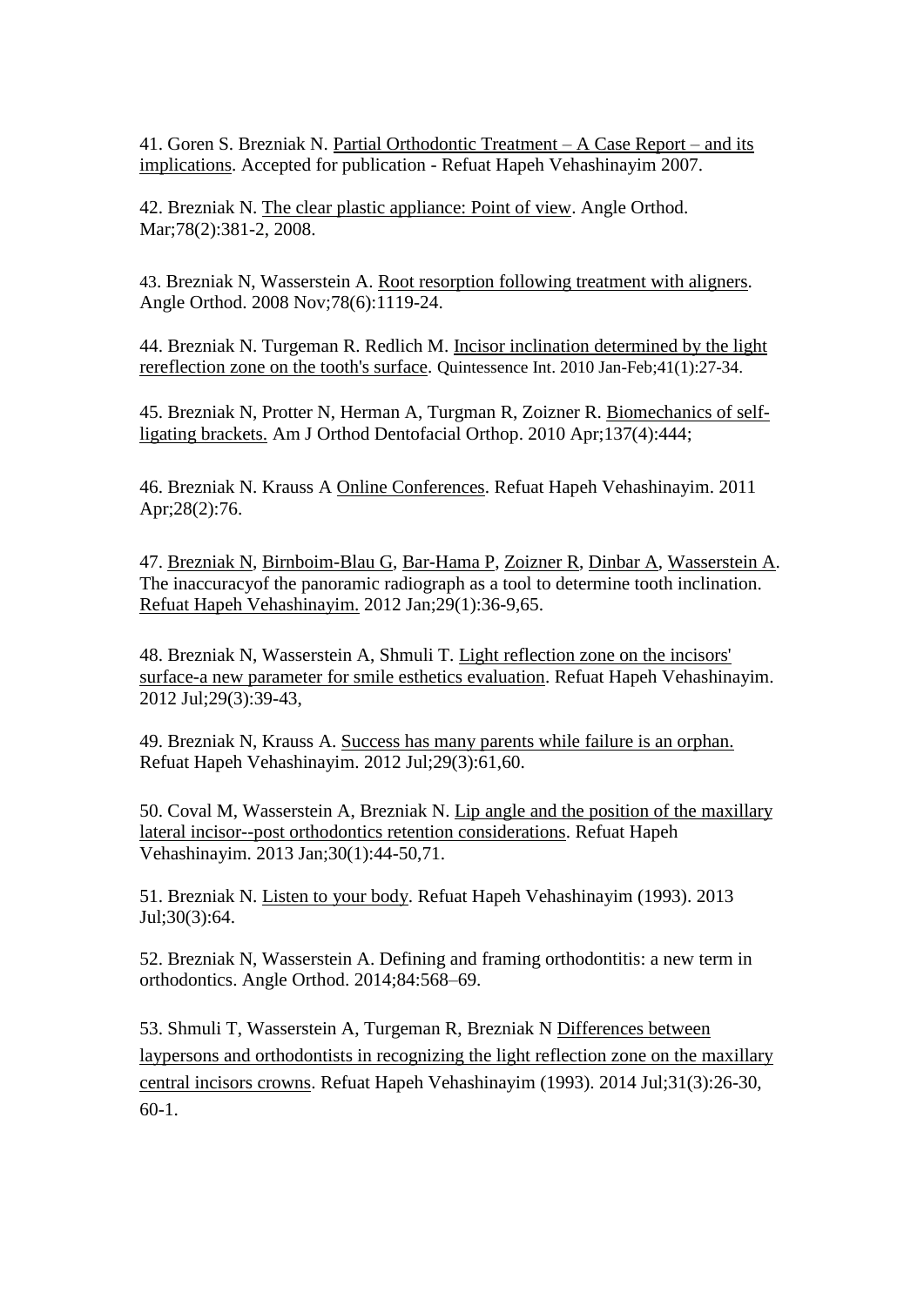41. Goren S. Brezniak N. Partial Orthodontic Treatment – A Case Report – and its implications. Accepted for publication - Refuat Hapeh Vehashinayim 2007.

42. Brezniak N. The clear plastic appliance: Point of view. Angle Orthod. Mar;78(2):381-2, 2008.

43. Brezniak N, Wasserstein A. Root resorption following treatment with aligners. Angle Orthod. 2008 Nov;78(6):1119-24.

44. Brezniak N. Turgeman R. Redlich M. Incisor inclination determined by the light rereflection zone on the tooth's surface. Quintessence Int. 2010 Jan-Feb;41(1):27-34.

45. Brezniak N, Protter N, Herman A, Turgman R, Zoizner R. Biomechanics of self-ligating brackets. Am J Orthod Dentofacial Orthop. 2010 Apr;137(4):444;

46. Brezniak N. Krauss A Online Conferences. Refuat Hapeh Vehashinayim. 2011 Apr;28(2):76.

47. Brezniak N, Birnboim-Blau G, Bar-Hama P, Zoizner R, Dinbar A, Wasserstein A. The inaccuracyof the panoramic radiograph as a tool to determine tooth inclination. Refuat Hapeh Vehashinayim. 2012 Jan;29(1):36-9,65.

48. Brezniak N, Wasserstein A, Shmuli T. Light reflection zone on the incisors' surface-a new parameter for smile esthetics evaluation. Refuat Hapeh Vehashinayim. 2012 Jul;29(3):39-43,

49. Brezniak N, Krauss A. Success has many parents while failure is an orphan. Refuat Hapeh Vehashinayim. 2012 Jul;29(3):61,60.

50. Coval M, Wasserstein A, Brezniak N. Lip angle and the position of the maxillary lateral incisor--post orthodontics retention considerations. Refuat Hapeh Vehashinayim. 2013 Jan;30(1):44-50,71.

51. Brezniak N. Listen to your body. Refuat Hapeh Vehashinayim (1993). 2013 Jul;30(3):64.

52. Brezniak N, Wasserstein A. Defining and framing orthodontitis: a new term in orthodontics. Angle Orthod. 2014;84:568–69.

53. Shmuli T, Wasserstein A, Turgeman R, Brezniak N Differences between laypersons and orthodontists in recognizing the light reflection zone on the maxillary central incisors crowns. Refuat Hapeh Vehashinayim (1993). 2014 Jul;31(3):26-30, 60-1.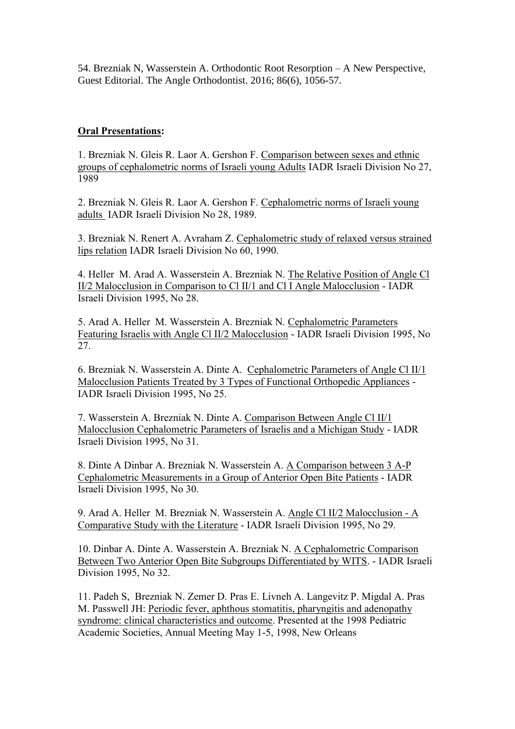54. Brezniak N, Wasserstein A. Orthodontic Root Resorption – A New Perspective, Guest Editorial. The Angle Orthodontist. 2016; 86(6), 1056-57.

**Oral Presentations:**

1. Brezniak N. Gleis R. Laor A. Gershon F. Comparison between sexes and ethnic groups of cephalometric norms of Israeli young Adults IADR Israeli Division No 27, 1989

2. Brezniak N. Gleis R. Laor A. Gershon F. Cephalometric norms of Israeli young adults IADR Israeli Division No 28, 1989.

3. Brezniak N. Renert A. Avraham Z. Cephalometric study of relaxed versus strained lips relation IADR Israeli Division No 60, 1990.

4. Heller M. Arad A. Wasserstein A. Brezniak N. The Relative Position of Angle Cl II/2 Malocclusion in Comparison to Cl II/1 and Cl I Angle Malocclusion - IADR Israeli Division 1995, No 28.

5. Arad A. Heller M. Wasserstein A. Brezniak N. Cephalometric Parameters Featuring Israelis with Angle Cl II/2 Malocclusion - IADR Israeli Division 1995, No 27.

6. Brezniak N. Wasserstein A. Dinte A. Cephalometric Parameters of Angle Cl II/1 Malocclusion Patients Treated by 3 Types of Functional Orthopedic Appliances - IADR Israeli Division 1995, No 25.

7. Wasserstein A. Brezniak N. Dinte A. Comparison Between Angle Cl II/1 Malocclusion Cephalometric Parameters of Israelis and a Michigan Study - IADR Israeli Division 1995, No 31.

8. Dinte A Dinbar A. Brezniak N. Wasserstein A. A Comparison between 3 A-P Cephalometric Measurements in a Group of Anterior Open Bite Patients - IADR Israeli Division 1995, No 30.

9. Arad A. Heller M. Brezniak N. Wasserstein A. Angle Cl II/2 Malocclusion - A Comparative Study with the Literature - IADR Israeli Division 1995, No 29.

10. Dinbar A. Dinte A. Wasserstein A. Brezniak N. A Cephalometric Comparison Between Two Anterior Open Bite Subgroups Differentiated by WITS. - IADR Israeli Division 1995, No 32.

11. Padeh S, Brezniak N. Zemer D. Pras E. Livneh A. Langevitz P. Migdal A. Pras M. Passwell JH: Periodic fever, aphthous stomatitis, pharyngitis and adenopathy syndrome: clinical characteristics and outcome. Presented at the 1998 Pediatric Academic Societies, Annual Meeting May 1-5, 1998, New Orleans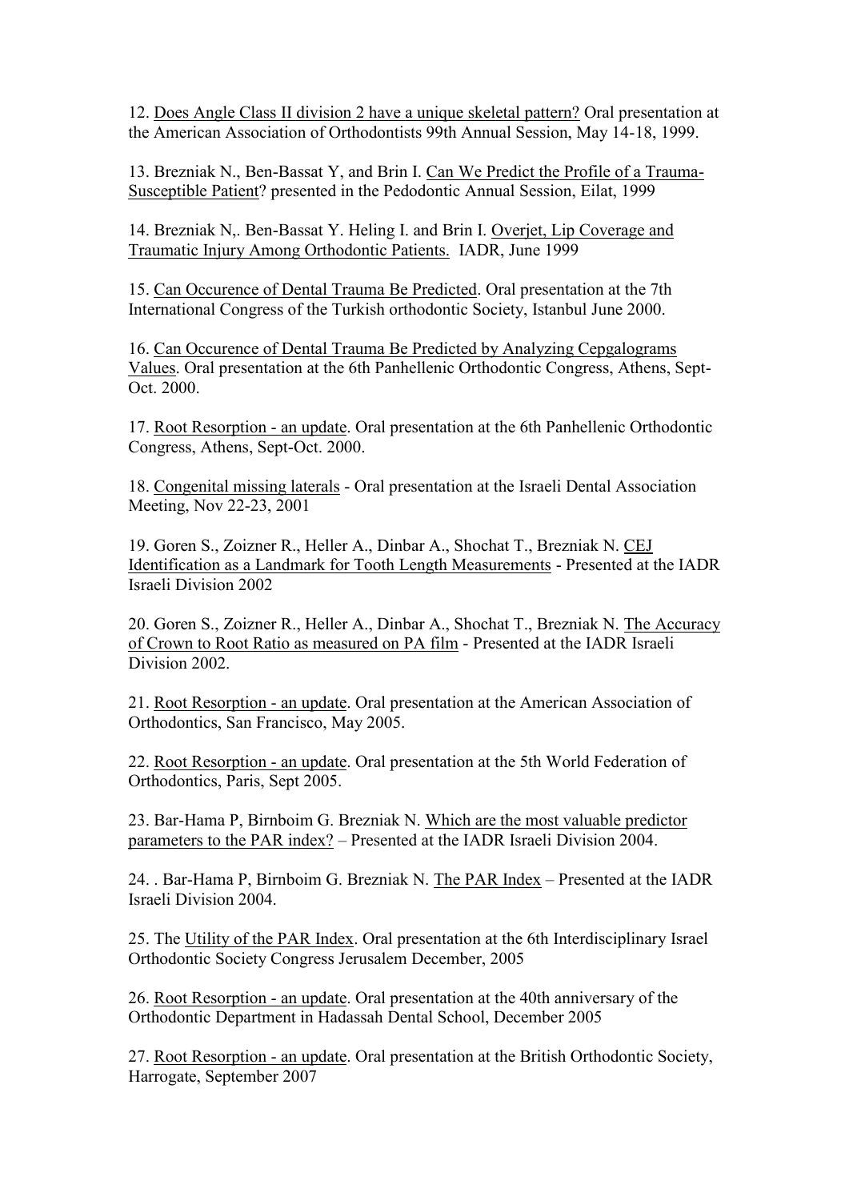12. Does Angle Class II division 2 have a unique skeletal pattern? Oral presentation at the American Association of Orthodontists 99th Annual Session, May 14-18, 1999.

13. Brezniak N., Ben-Bassat Y, and Brin I. Can We Predict the Profile of a Trauma-Susceptible Patient? presented in the Pedodontic Annual Session, Eilat, 1999

14. Brezniak N,. Ben-Bassat Y. Heling I. and Brin I. Overjet, Lip Coverage and Traumatic Injury Among Orthodontic Patients. IADR, June 1999

15. Can Occurence of Dental Trauma Be Predicted. Oral presentation at the 7th International Congress of the Turkish orthodontic Society, Istanbul June 2000.

16. Can Occurence of Dental Trauma Be Predicted by Analyzing Cepgalograms Values. Oral presentation at the 6th Panhellenic Orthodontic Congress, Athens, Sept-Oct. 2000.

17. Root Resorption - an update. Oral presentation at the 6th Panhellenic Orthodontic Congress, Athens, Sept-Oct. 2000.

18. Congenital missing laterals - Oral presentation at the Israeli Dental Association Meeting, Nov 22-23, 2001

19. Goren S., Zoizner R., Heller A., Dinbar A., Shochat T., Brezniak N. CEJ Identification as a Landmark for Tooth Length Measurements - Presented at the IADR Israeli Division 2002

20. Goren S., Zoizner R., Heller A., Dinbar A., Shochat T., Brezniak N. The Accuracy of Crown to Root Ratio as measured on PA film - Presented at the IADR Israeli Division 2002.

21. Root Resorption - an update. Oral presentation at the American Association of Orthodontics, San Francisco, May 2005.

22. Root Resorption - an update. Oral presentation at the 5th World Federation of Orthodontics, Paris, Sept 2005.

23. Bar-Hama P, Birnboim G. Brezniak N. Which are the most valuable predictor parameters to the PAR index? – Presented at the IADR Israeli Division 2004.

24. . Bar-Hama P, Birnboim G. Brezniak N. The PAR Index – Presented at the IADR Israeli Division 2004.

25. The Utility of the PAR Index. Oral presentation at the 6th Interdisciplinary Israel Orthodontic Society Congress Jerusalem December, 2005

26. Root Resorption - an update. Oral presentation at the 40th anniversary of the Orthodontic Department in Hadassah Dental School, December 2005

27. Root Resorption - an update. Oral presentation at the British Orthodontic Society, Harrogate, September 2007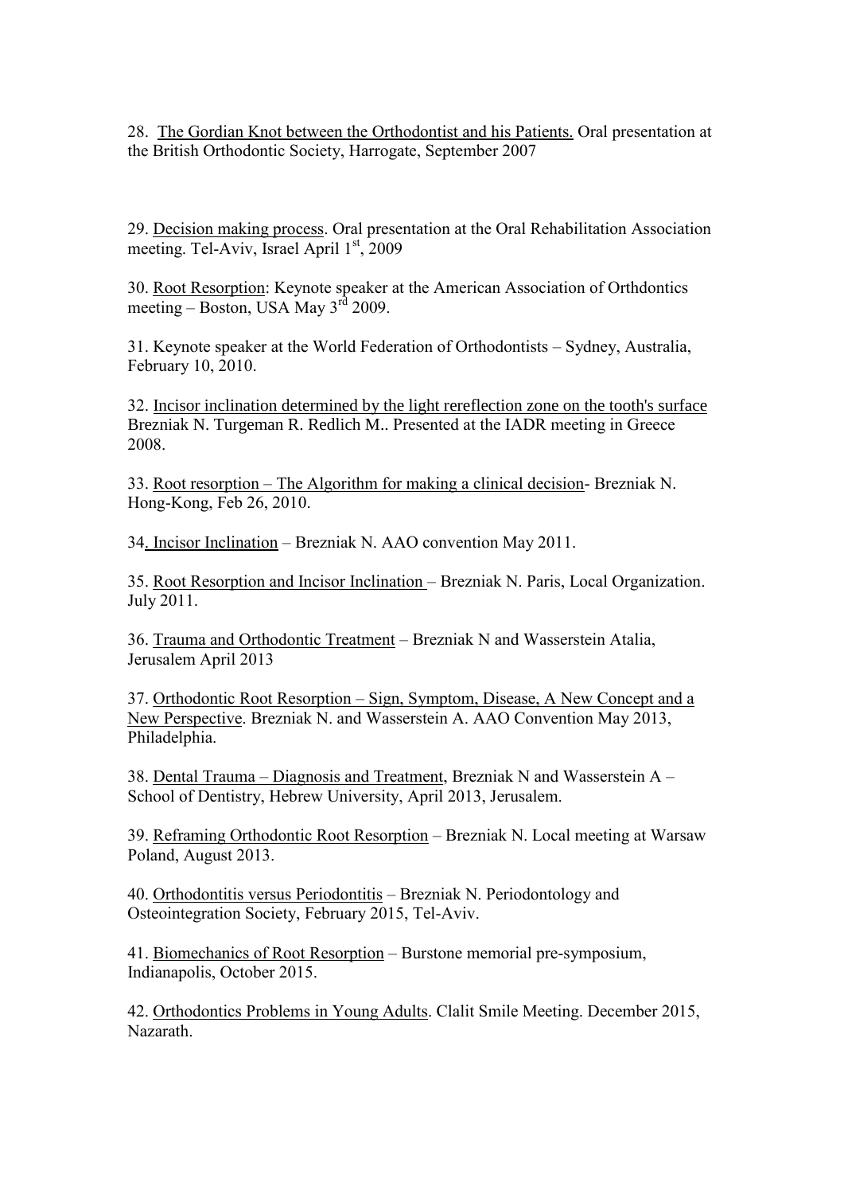28. <u>The Gordian Knot between the Orthodontist and his Patients.</u> Oral presentation at the British Orthodontic Society, Harrogate, September 2007

29. <u>Decision making process</u>. Oral presentation at the Oral Rehabilitation Association meeting. Tel-Aviv, Israel April 1st, 2009

30. <u>Root Resorption</u>: Keynote speaker at the American Association of Orthdontics meeting – Boston, USA May 3rd 2009.

31. Keynote speaker at the World Federation of Orthodontists – Sydney, Australia, February 10, 2010.

32. <u>Incisor inclination determined by the light rereflection zone on the tooth's surface</u> Brezniak N. Turgeman R. Redlich M.. Presented at the IADR meeting in Greece 2008.

33. <u>Root resorption – The Algorithm for making a clinical decision</u>- Brezniak N. Hong-Kong, Feb 26, 2010.

34<u>. Incisor Inclination</u> – Brezniak N. AAO convention May 2011.

35. <u>Root Resorption and Incisor Inclination</u> – Brezniak N. Paris, Local Organization. July 2011.

36. <u>Trauma and Orthodontic Treatment</u> – Brezniak N and Wasserstein Atalia, Jerusalem April 2013

37. <u>Orthodontic Root Resorption – Sign, Symptom, Disease, A New Concept and a New Perspective</u>. Brezniak N. and Wasserstein A. AAO Convention May 2013, Philadelphia.

38. <u>Dental Trauma – Diagnosis and Treatment</u>, Brezniak N and Wasserstein A – School of Dentistry, Hebrew University, April 2013, Jerusalem.

39. <u>Reframing Orthodontic Root Resorption</u> – Brezniak N. Local meeting at Warsaw Poland, August 2013.

40. <u>Orthodontitis versus Periodontitis</u> – Brezniak N. Periodontology and Osteointegration Society, February 2015, Tel-Aviv.

41. <u>Biomechanics of Root Resorption</u> – Burstone memorial pre-symposium, Indianapolis, October 2015.

42. <u>Orthodontics Problems in Young Adults</u>. Clalit Smile Meeting. December 2015, Nazarath.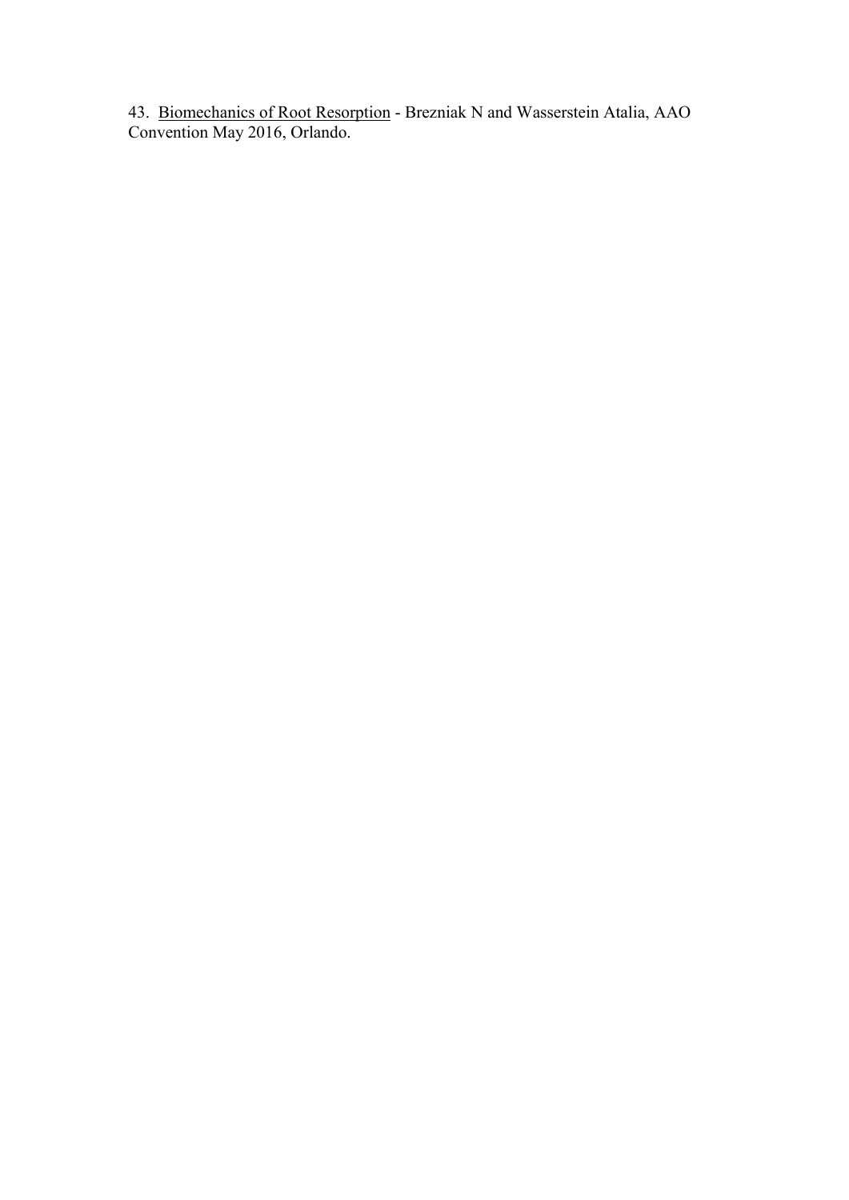43. <u>Biomechanics of Root Resorption</u> - Brezniak N and Wasserstein Atalia, AAO Convention May 2016, Orlando.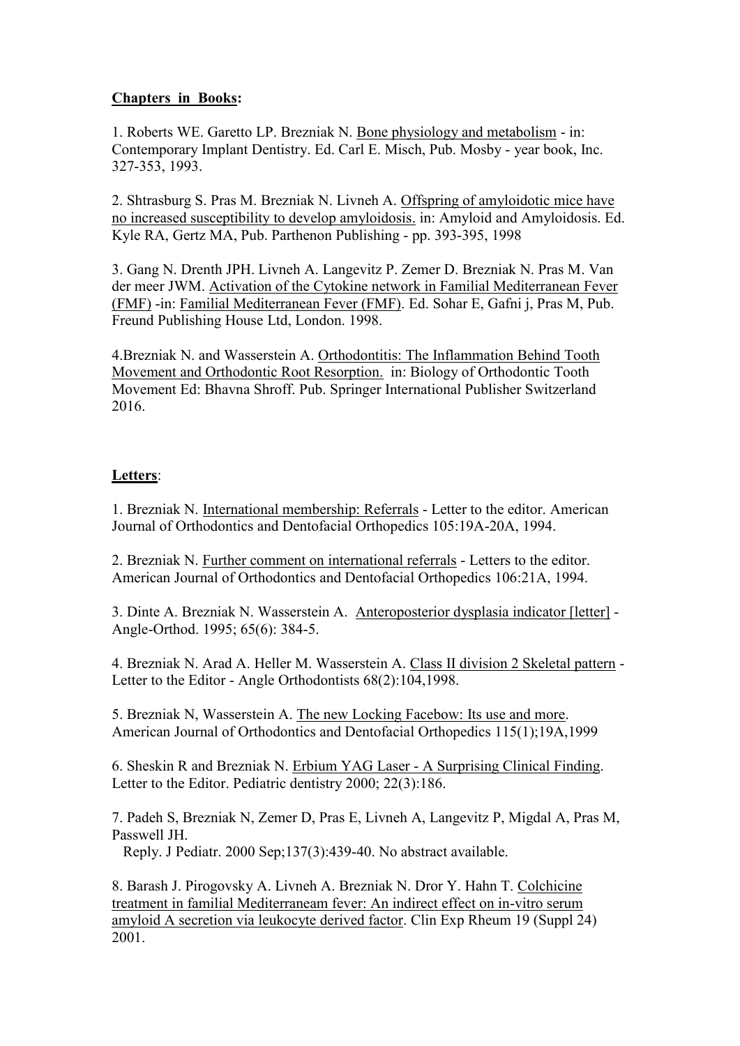**Chapters in Books:**

1. Roberts WE. Garetto LP. Brezniak N. Bone physiology and metabolism - in: Contemporary Implant Dentistry. Ed. Carl E. Misch, Pub. Mosby - year book, Inc. 327-353, 1993.

2. Shtrasburg S. Pras M. Brezniak N. Livneh A. Offspring of amyloidotic mice have no increased susceptibility to develop amyloidosis. in: Amyloid and Amyloidosis. Ed. Kyle RA, Gertz MA, Pub. Parthenon Publishing - pp. 393-395, 1998

3. Gang N. Drenth JPH. Livneh A. Langevitz P. Zemer D. Brezniak N. Pras M. Van der meer JWM. Activation of the Cytokine network in Familial Mediterranean Fever (FMF) -in: Familial Mediterranean Fever (FMF). Ed. Sohar E, Gafni j, Pras M, Pub. Freund Publishing House Ltd, London. 1998.

4.Brezniak N. and Wasserstein A. Orthodontitis: The Inflammation Behind Tooth Movement and Orthodontic Root Resorption. in: Biology of Orthodontic Tooth Movement Ed: Bhavna Shroff. Pub. Springer International Publisher Switzerland 2016.

**Letters**:

1. Brezniak N. International membership: Referrals - Letter to the editor. American Journal of Orthodontics and Dentofacial Orthopedics 105:19A-20A, 1994.

2. Brezniak N. Further comment on international referrals - Letters to the editor. American Journal of Orthodontics and Dentofacial Orthopedics 106:21A, 1994.

3. Dinte A. Brezniak N. Wasserstein A. Anteroposterior dysplasia indicator [letter] - Angle-Orthod. 1995; 65(6): 384-5.

4. Brezniak N. Arad A. Heller M. Wasserstein A. Class II division 2 Skeletal pattern - Letter to the Editor - Angle Orthodontists 68(2):104,1998.

5. Brezniak N, Wasserstein A. The new Locking Facebow: Its use and more. American Journal of Orthodontics and Dentofacial Orthopedics 115(1);19A,1999

6. Sheskin R and Brezniak N. Erbium YAG Laser - A Surprising Clinical Finding. Letter to the Editor. Pediatric dentistry 2000; 22(3):186.

7. Padeh S, Brezniak N, Zemer D, Pras E, Livneh A, Langevitz P, Migdal A, Pras M, Passwell JH.
Reply. J Pediatr. 2000 Sep;137(3):439-40. No abstract available.

8. Barash J. Pirogovsky A. Livneh A. Brezniak N. Dror Y. Hahn T. Colchicine treatment in familial Mediterraneam fever: An indirect effect on in-vitro serum amyloid A secretion via leukocyte derived factor. Clin Exp Rheum 19 (Suppl 24) 2001.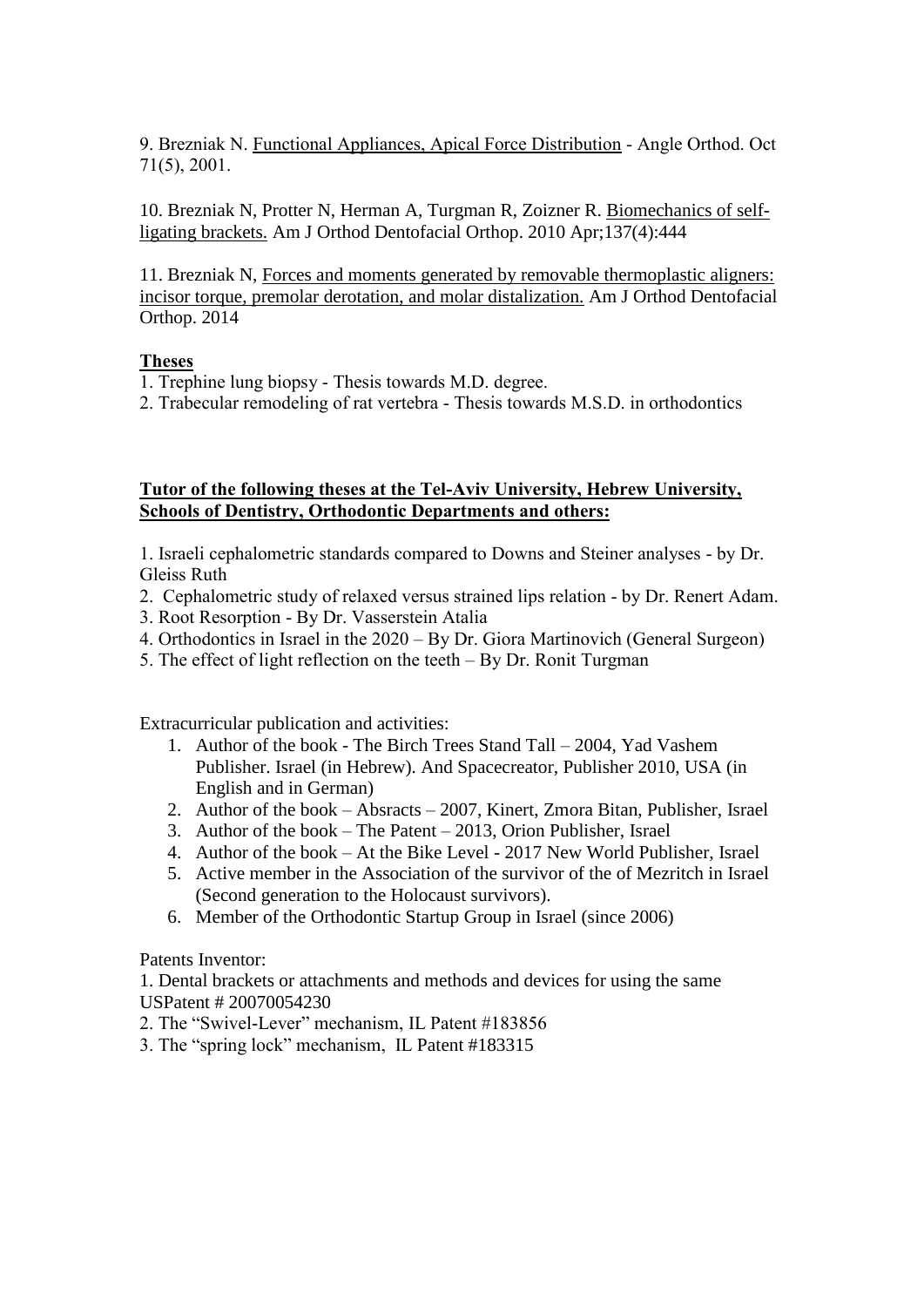9. Brezniak N. Functional Appliances, Apical Force Distribution - Angle Orthod. Oct 71(5), 2001.

10. Brezniak N, Protter N, Herman A, Turgman R, Zoizner R. Biomechanics of self-ligating brackets. Am J Orthod Dentofacial Orthop. 2010 Apr;137(4):444

11. Brezniak N, Forces and moments generated by removable thermoplastic aligners: incisor torque, premolar derotation, and molar distalization. Am J Orthod Dentofacial Orthop. 2014

**Theses**

1. Trephine lung biopsy - Thesis towards M.D. degree.
2. Trabecular remodeling of rat vertebra - Thesis towards M.S.D. in orthodontics

**Tutor of the following theses at the Tel-Aviv University, Hebrew University, Schools of Dentistry, Orthodontic Departments and others:**

1. Israeli cephalometric standards compared to Downs and Steiner analyses - by Dr. Gleiss Ruth
2. Cephalometric study of relaxed versus strained lips relation - by Dr. Renert Adam.
3. Root Resorption - By Dr. Vasserstein Atalia
4. Orthodontics in Israel in the 2020 – By Dr. Giora Martinovich (General Surgeon)
5. The effect of light reflection on the teeth – By Dr. Ronit Turgman

Extracurricular publication and activities:

1. Author of the book - The Birch Trees Stand Tall – 2004, Yad Vashem Publisher. Israel (in Hebrew). And Spacecreator, Publisher 2010, USA (in English and in German)
2. Author of the book – Absracts – 2007, Kinert, Zmora Bitan, Publisher, Israel
3. Author of the book – The Patent – 2013, Orion Publisher, Israel
4. Author of the book – At the Bike Level - 2017 New World Publisher, Israel
5. Active member in the Association of the survivor of the of Mezritch in Israel (Second generation to the Holocaust survivors).
6. Member of the Orthodontic Startup Group in Israel (since 2006)

Patents Inventor:

1. Dental brackets or attachments and methods and devices for using the same USPatent # 20070054230
2. The "Swivel-Lever" mechanism, IL Patent #183856
3. The "spring lock" mechanism, IL Patent #183315